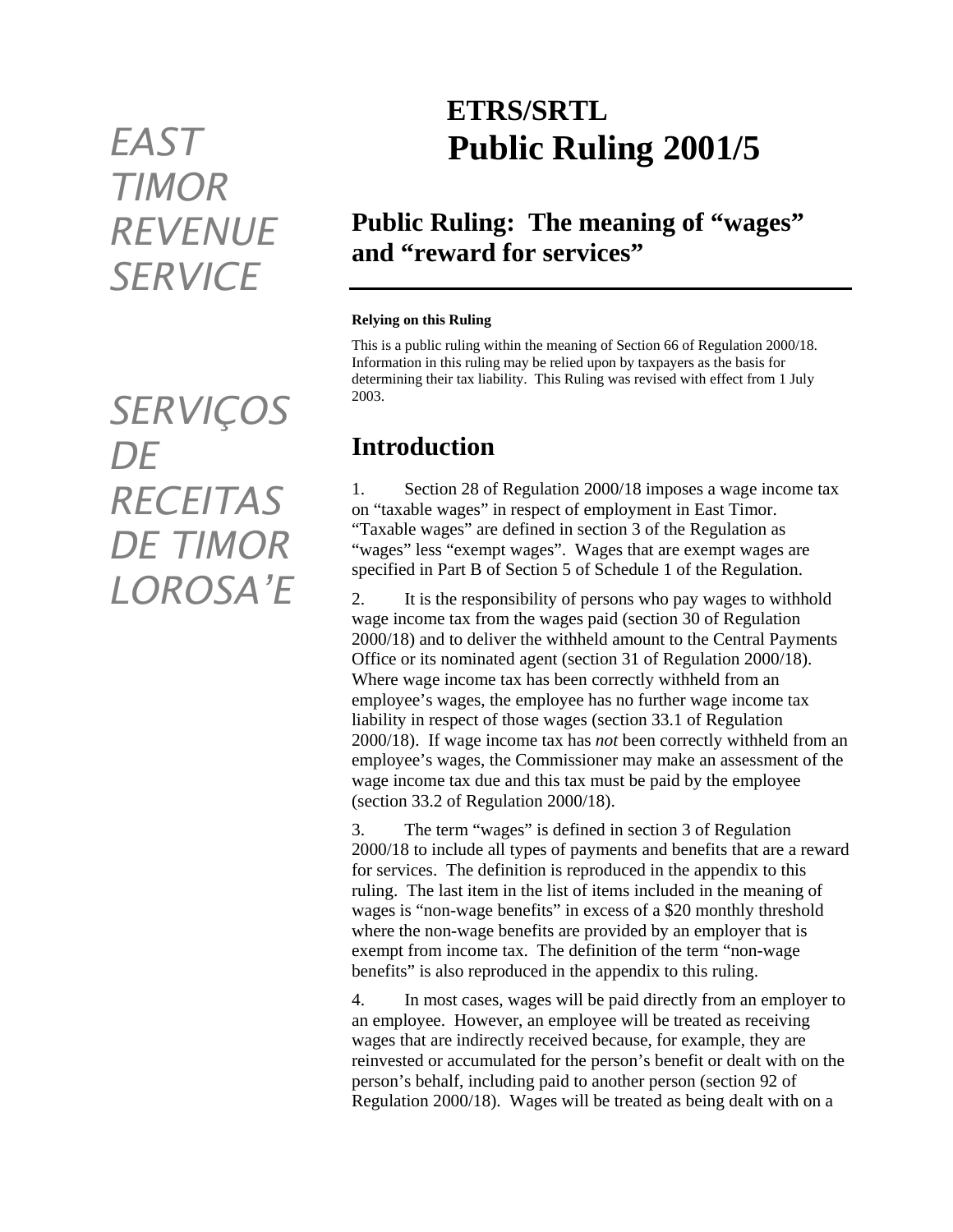EAST TIMOR REVENUE SERVICE

SERVIÇOS DE RECEITAS DE TIMOR LOROSA'E

# ETRS/SRTL Public Ruling 2001/5

## Public Ruling: The meaning of "wages" and "reward for services"

**Relying on this Ruling**

This is a public ruling within the meaning of Section 66 of Regulation 2000/18. Information in this ruling may be relied upon by taxpayers as the basis for determining their tax liability. This Ruling was revised with effect from 1 July 2003.

## Introduction

1. Section 28 of Regulation 2000/18 imposes a wage income tax on "taxable wages" in respect of employment in East Timor. "Taxable wages" are defined in section 3 of the Regulation as "wages" less "exempt wages". Wages that are exempt wages are specified in Part B of Section 5 of Schedule 1 of the Regulation.

2. It is the responsibility of persons who pay wages to withhold wage income tax from the wages paid (section 30 of Regulation 2000/18) and to deliver the withheld amount to the Central Payments Office or its nominated agent (section 31 of Regulation 2000/18). Where wage income tax has been correctly withheld from an employee's wages, the employee has no further wage income tax liability in respect of those wages (section 33.1 of Regulation 2000/18). If wage income tax has *not* been correctly withheld from an employee's wages, the Commissioner may make an assessment of the wage income tax due and this tax must be paid by the employee (section 33.2 of Regulation 2000/18).

3. The term "wages" is defined in section 3 of Regulation 2000/18 to include all types of payments and benefits that are a reward for services. The definition is reproduced in the appendix to this ruling. The last item in the list of items included in the meaning of wages is "non-wage benefits" in excess of a $20 monthly threshold where the non-wage benefits are provided by an employer that is exempt from income tax. The definition of the term "non-wage benefits" is also reproduced in the appendix to this ruling.

4. In most cases, wages will be paid directly from an employer to an employee. However, an employee will be treated as receiving wages that are indirectly received because, for example, they are reinvested or accumulated for the person's benefit or dealt with on the person's behalf, including paid to another person (section 92 of Regulation 2000/18). Wages will be treated as being dealt with on a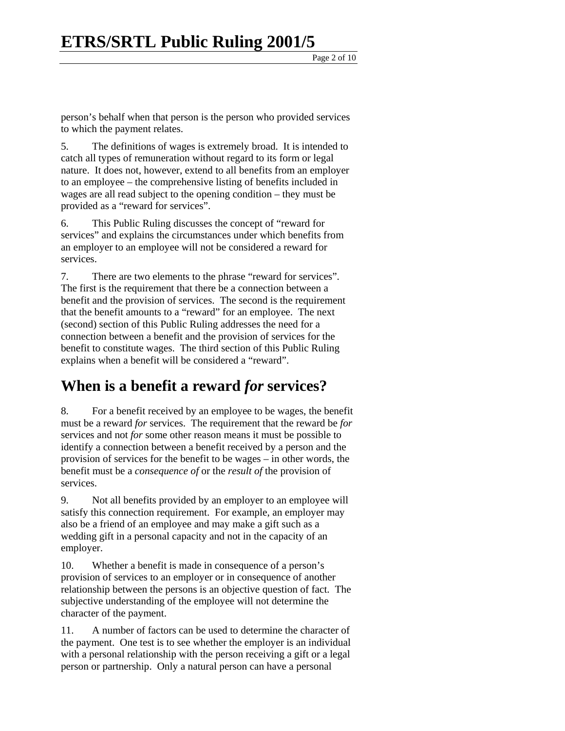person's behalf when that person is the person who provided services to which the payment relates.

5. The definitions of wages is extremely broad. It is intended to catch all types of remuneration without regard to its form or legal nature. It does not, however, extend to all benefits from an employer to an employee – the comprehensive listing of benefits included in wages are all read subject to the opening condition – they must be provided as a "reward for services".

6. This Public Ruling discusses the concept of "reward for services" and explains the circumstances under which benefits from an employer to an employee will not be considered a reward for services.

7. There are two elements to the phrase "reward for services". The first is the requirement that there be a connection between a benefit and the provision of services. The second is the requirement that the benefit amounts to a "reward" for an employee. The next (second) section of this Public Ruling addresses the need for a connection between a benefit and the provision of services for the benefit to constitute wages. The third section of this Public Ruling explains when a benefit will be considered a "reward".

## When is a benefit a reward *for* services?

8. For a benefit received by an employee to be wages, the benefit must be a reward *for* services. The requirement that the reward be *for* services and not *for* some other reason means it must be possible to identify a connection between a benefit received by a person and the provision of services for the benefit to be wages – in other words, the benefit must be a *consequence of* or the *result of* the provision of services.

9. Not all benefits provided by an employer to an employee will satisfy this connection requirement. For example, an employer may also be a friend of an employee and may make a gift such as a wedding gift in a personal capacity and not in the capacity of an employer.

10. Whether a benefit is made in consequence of a person's provision of services to an employer or in consequence of another relationship between the persons is an objective question of fact. The subjective understanding of the employee will not determine the character of the payment.

11. A number of factors can be used to determine the character of the payment. One test is to see whether the employer is an individual with a personal relationship with the person receiving a gift or a legal person or partnership. Only a natural person can have a personal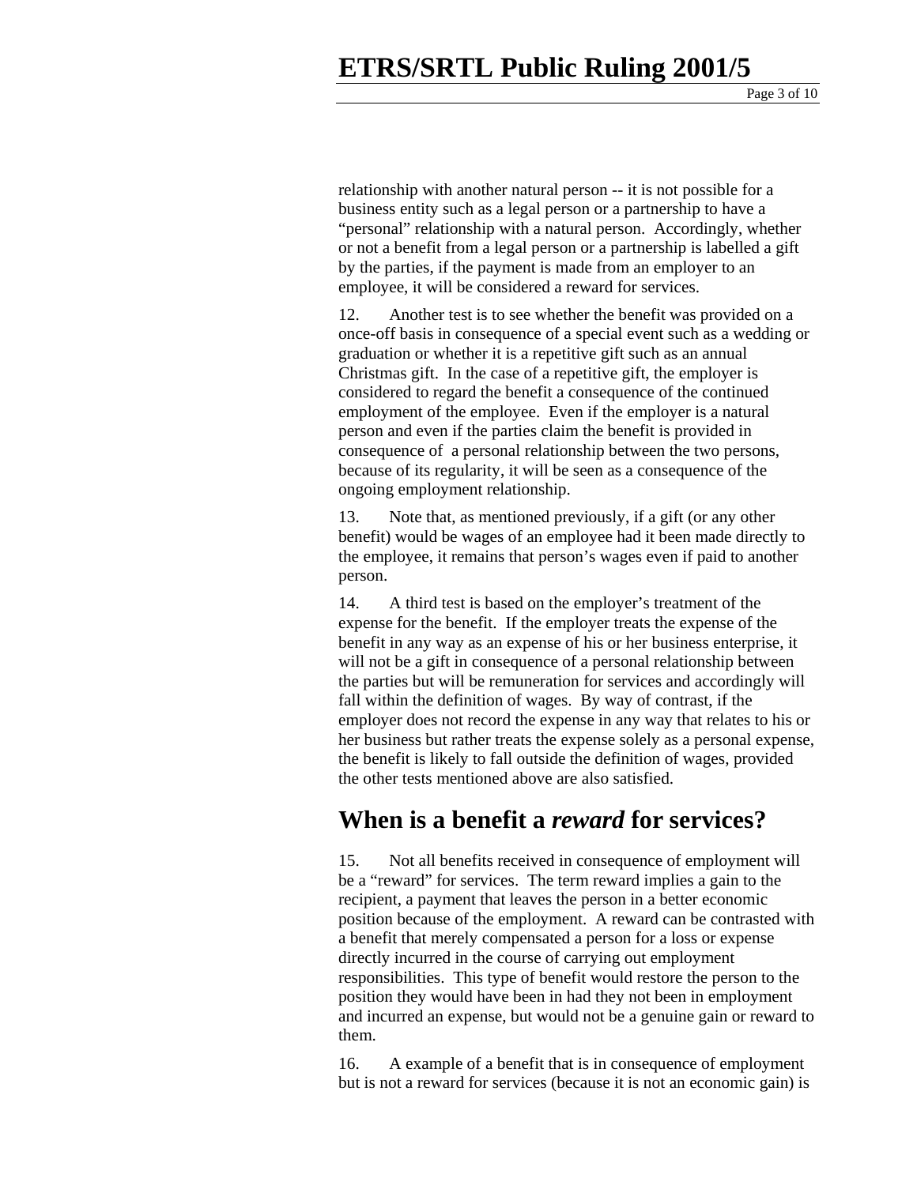relationship with another natural person -- it is not possible for a business entity such as a legal person or a partnership to have a "personal" relationship with a natural person. Accordingly, whether or not a benefit from a legal person or a partnership is labelled a gift by the parties, if the payment is made from an employer to an employee, it will be considered a reward for services.

12. Another test is to see whether the benefit was provided on a once-off basis in consequence of a special event such as a wedding or graduation or whether it is a repetitive gift such as an annual Christmas gift. In the case of a repetitive gift, the employer is considered to regard the benefit a consequence of the continued employment of the employee. Even if the employer is a natural person and even if the parties claim the benefit is provided in consequence of a personal relationship between the two persons, because of its regularity, it will be seen as a consequence of the ongoing employment relationship.

13. Note that, as mentioned previously, if a gift (or any other benefit) would be wages of an employee had it been made directly to the employee, it remains that person's wages even if paid to another person.

14. A third test is based on the employer's treatment of the expense for the benefit. If the employer treats the expense of the benefit in any way as an expense of his or her business enterprise, it will not be a gift in consequence of a personal relationship between the parties but will be remuneration for services and accordingly will fall within the definition of wages. By way of contrast, if the employer does not record the expense in any way that relates to his or her business but rather treats the expense solely as a personal expense, the benefit is likely to fall outside the definition of wages, provided the other tests mentioned above are also satisfied.

## When is a benefit a *reward* for services?

15. Not all benefits received in consequence of employment will be a "reward" for services. The term reward implies a gain to the recipient, a payment that leaves the person in a better economic position because of the employment. A reward can be contrasted with a benefit that merely compensated a person for a loss or expense directly incurred in the course of carrying out employment responsibilities. This type of benefit would restore the person to the position they would have been in had they not been in employment and incurred an expense, but would not be a genuine gain or reward to them.

16. A example of a benefit that is in consequence of employment but is not a reward for services (because it is not an economic gain) is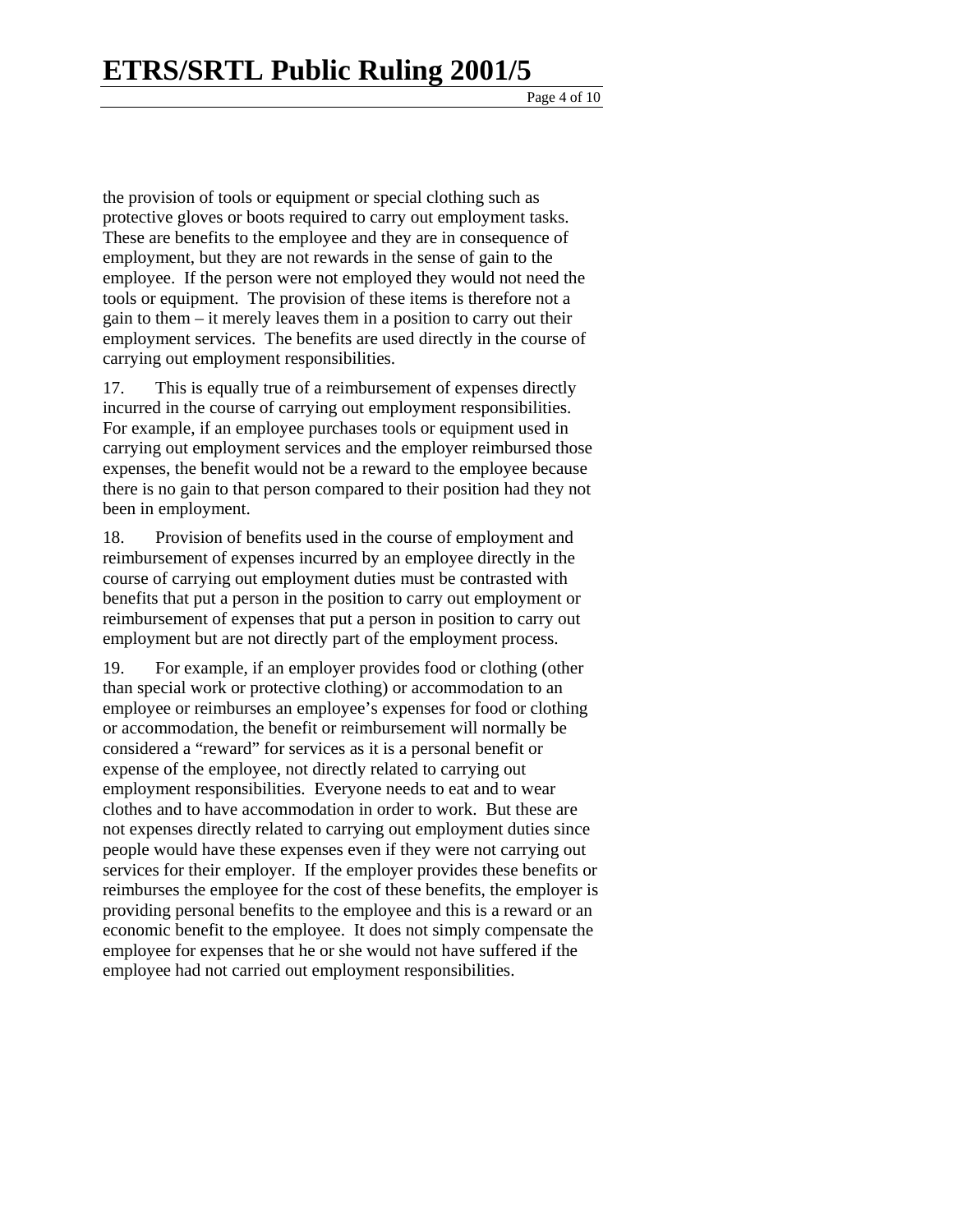the provision of tools or equipment or special clothing such as protective gloves or boots required to carry out employment tasks. These are benefits to the employee and they are in consequence of employment, but they are not rewards in the sense of gain to the employee. If the person were not employed they would not need the tools or equipment. The provision of these items is therefore not a gain to them – it merely leaves them in a position to carry out their employment services. The benefits are used directly in the course of carrying out employment responsibilities.

17. This is equally true of a reimbursement of expenses directly incurred in the course of carrying out employment responsibilities. For example, if an employee purchases tools or equipment used in carrying out employment services and the employer reimbursed those expenses, the benefit would not be a reward to the employee because there is no gain to that person compared to their position had they not been in employment.

18. Provision of benefits used in the course of employment and reimbursement of expenses incurred by an employee directly in the course of carrying out employment duties must be contrasted with benefits that put a person in the position to carry out employment or reimbursement of expenses that put a person in position to carry out employment but are not directly part of the employment process.

19. For example, if an employer provides food or clothing (other than special work or protective clothing) or accommodation to an employee or reimburses an employee's expenses for food or clothing or accommodation, the benefit or reimbursement will normally be considered a "reward" for services as it is a personal benefit or expense of the employee, not directly related to carrying out employment responsibilities. Everyone needs to eat and to wear clothes and to have accommodation in order to work. But these are not expenses directly related to carrying out employment duties since people would have these expenses even if they were not carrying out services for their employer. If the employer provides these benefits or reimburses the employee for the cost of these benefits, the employer is providing personal benefits to the employee and this is a reward or an economic benefit to the employee. It does not simply compensate the employee for expenses that he or she would not have suffered if the employee had not carried out employment responsibilities.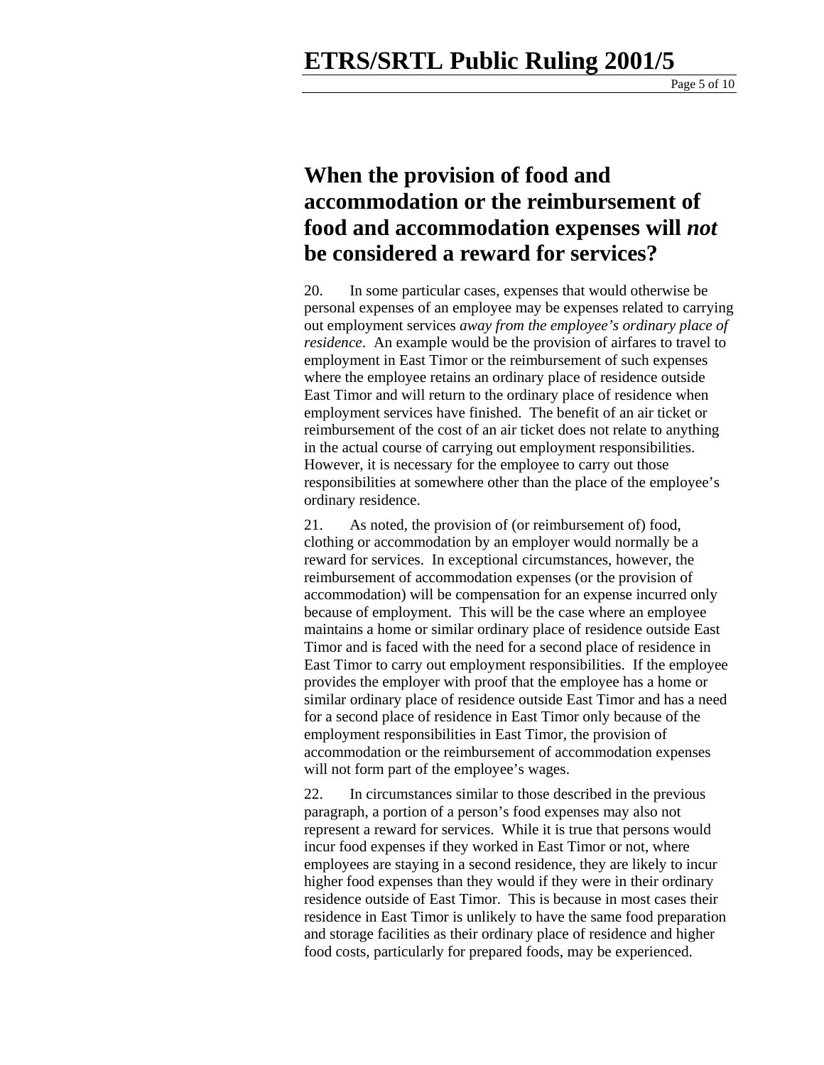## When the provision of food and accommodation or the reimbursement of food and accommodation expenses will *not* be considered a reward for services?

20. In some particular cases, expenses that would otherwise be personal expenses of an employee may be expenses related to carrying out employment services *away from the employee's ordinary place of residence*. An example would be the provision of airfares to travel to employment in East Timor or the reimbursement of such expenses where the employee retains an ordinary place of residence outside East Timor and will return to the ordinary place of residence when employment services have finished. The benefit of an air ticket or reimbursement of the cost of an air ticket does not relate to anything in the actual course of carrying out employment responsibilities. However, it is necessary for the employee to carry out those responsibilities at somewhere other than the place of the employee's ordinary residence.

21. As noted, the provision of (or reimbursement of) food, clothing or accommodation by an employer would normally be a reward for services. In exceptional circumstances, however, the reimbursement of accommodation expenses (or the provision of accommodation) will be compensation for an expense incurred only because of employment. This will be the case where an employee maintains a home or similar ordinary place of residence outside East Timor and is faced with the need for a second place of residence in East Timor to carry out employment responsibilities. If the employee provides the employer with proof that the employee has a home or similar ordinary place of residence outside East Timor and has a need for a second place of residence in East Timor only because of the employment responsibilities in East Timor, the provision of accommodation or the reimbursement of accommodation expenses will not form part of the employee's wages.

22. In circumstances similar to those described in the previous paragraph, a portion of a person's food expenses may also not represent a reward for services. While it is true that persons would incur food expenses if they worked in East Timor or not, where employees are staying in a second residence, they are likely to incur higher food expenses than they would if they were in their ordinary residence outside of East Timor. This is because in most cases their residence in East Timor is unlikely to have the same food preparation and storage facilities as their ordinary place of residence and higher food costs, particularly for prepared foods, may be experienced.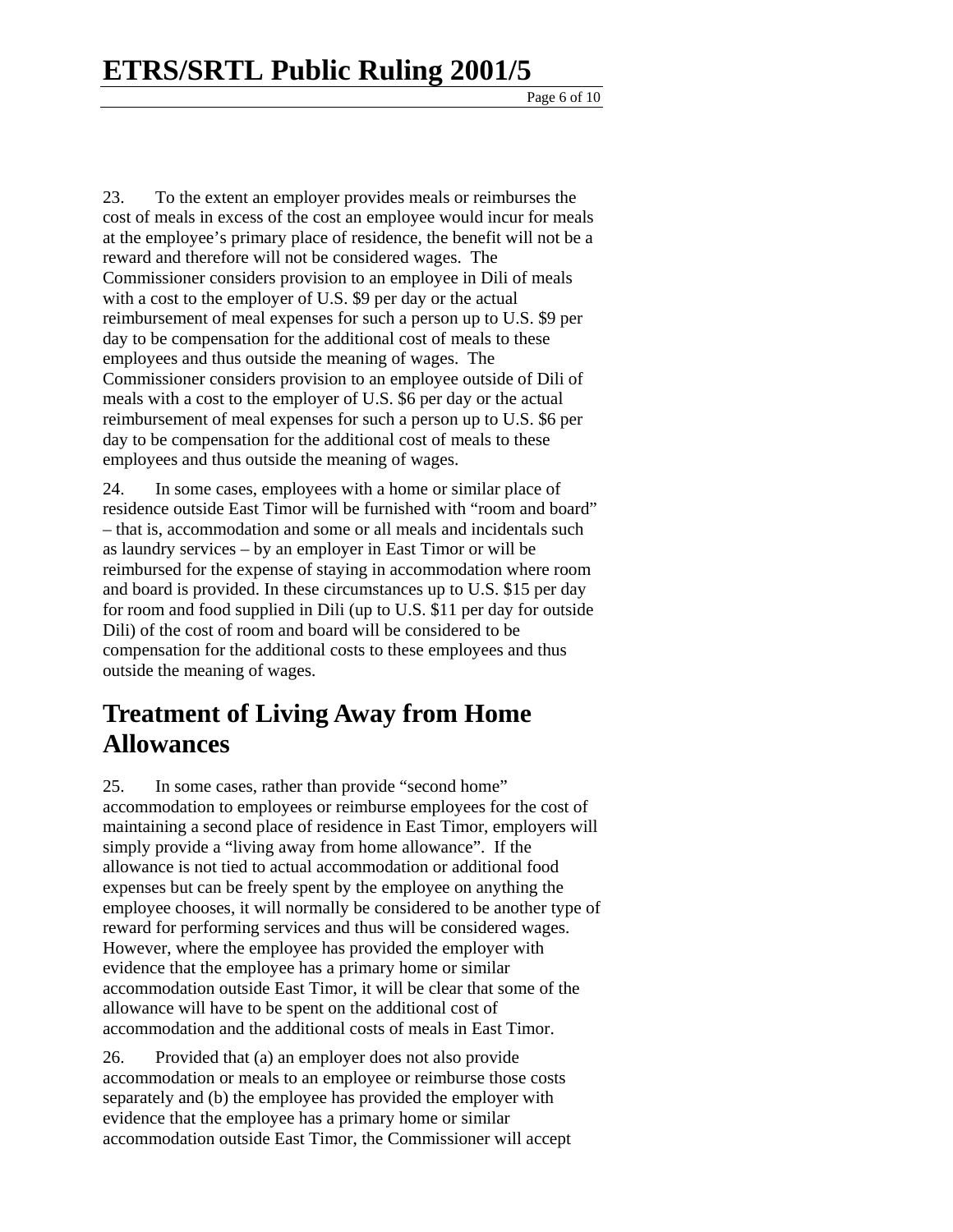23. To the extent an employer provides meals or reimburses the cost of meals in excess of the cost an employee would incur for meals at the employee's primary place of residence, the benefit will not be a reward and therefore will not be considered wages. The Commissioner considers provision to an employee in Dili of meals with a cost to the employer of U.S. $9 per day or the actual reimbursement of meal expenses for such a person up to U.S. $9 per day to be compensation for the additional cost of meals to these employees and thus outside the meaning of wages. The Commissioner considers provision to an employee outside of Dili of meals with a cost to the employer of U.S. $6 per day or the actual reimbursement of meal expenses for such a person up to U.S. $6 per day to be compensation for the additional cost of meals to these employees and thus outside the meaning of wages.

24. In some cases, employees with a home or similar place of residence outside East Timor will be furnished with "room and board" – that is, accommodation and some or all meals and incidentals such as laundry services – by an employer in East Timor or will be reimbursed for the expense of staying in accommodation where room and board is provided. In these circumstances up to U.S. $15 per day for room and food supplied in Dili (up to U.S. $11 per day for outside Dili) of the cost of room and board will be considered to be compensation for the additional costs to these employees and thus outside the meaning of wages.

## Treatment of Living Away from Home Allowances

25. In some cases, rather than provide "second home" accommodation to employees or reimburse employees for the cost of maintaining a second place of residence in East Timor, employers will simply provide a "living away from home allowance". If the allowance is not tied to actual accommodation or additional food expenses but can be freely spent by the employee on anything the employee chooses, it will normally be considered to be another type of reward for performing services and thus will be considered wages. However, where the employee has provided the employer with evidence that the employee has a primary home or similar accommodation outside East Timor, it will be clear that some of the allowance will have to be spent on the additional cost of accommodation and the additional costs of meals in East Timor.

26. Provided that (a) an employer does not also provide accommodation or meals to an employee or reimburse those costs separately and (b) the employee has provided the employer with evidence that the employee has a primary home or similar accommodation outside East Timor, the Commissioner will accept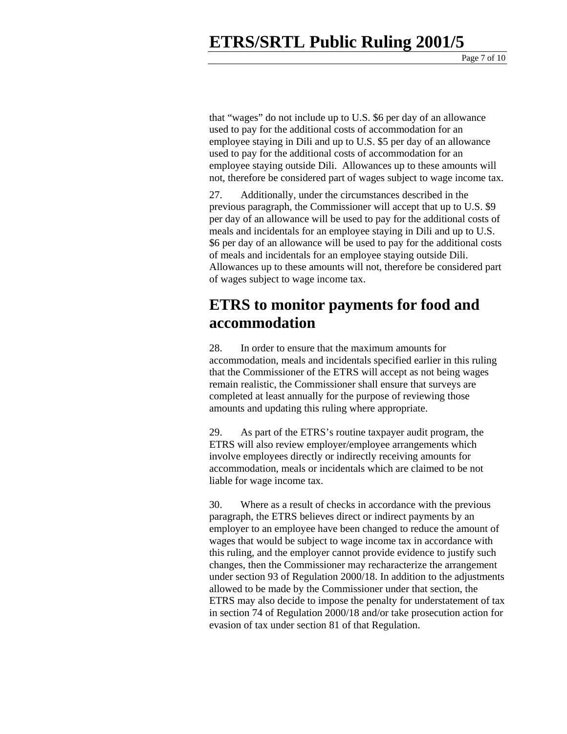that "wages" do not include up to U.S. $6 per day of an allowance used to pay for the additional costs of accommodation for an employee staying in Dili and up to U.S. $5 per day of an allowance used to pay for the additional costs of accommodation for an employee staying outside Dili. Allowances up to these amounts will not, therefore be considered part of wages subject to wage income tax.

27. Additionally, under the circumstances described in the previous paragraph, the Commissioner will accept that up to U.S. $9 per day of an allowance will be used to pay for the additional costs of meals and incidentals for an employee staying in Dili and up to U.S. $6 per day of an allowance will be used to pay for the additional costs of meals and incidentals for an employee staying outside Dili. Allowances up to these amounts will not, therefore be considered part of wages subject to wage income tax.

## ETRS to monitor payments for food and accommodation

28. In order to ensure that the maximum amounts for accommodation, meals and incidentals specified earlier in this ruling that the Commissioner of the ETRS will accept as not being wages remain realistic, the Commissioner shall ensure that surveys are completed at least annually for the purpose of reviewing those amounts and updating this ruling where appropriate.

29. As part of the ETRS's routine taxpayer audit program, the ETRS will also review employer/employee arrangements which involve employees directly or indirectly receiving amounts for accommodation, meals or incidentals which are claimed to be not liable for wage income tax.

30. Where as a result of checks in accordance with the previous paragraph, the ETRS believes direct or indirect payments by an employer to an employee have been changed to reduce the amount of wages that would be subject to wage income tax in accordance with this ruling, and the employer cannot provide evidence to justify such changes, then the Commissioner may recharacterize the arrangement under section 93 of Regulation 2000/18. In addition to the adjustments allowed to be made by the Commissioner under that section, the ETRS may also decide to impose the penalty for understatement of tax in section 74 of Regulation 2000/18 and/or take prosecution action for evasion of tax under section 81 of that Regulation.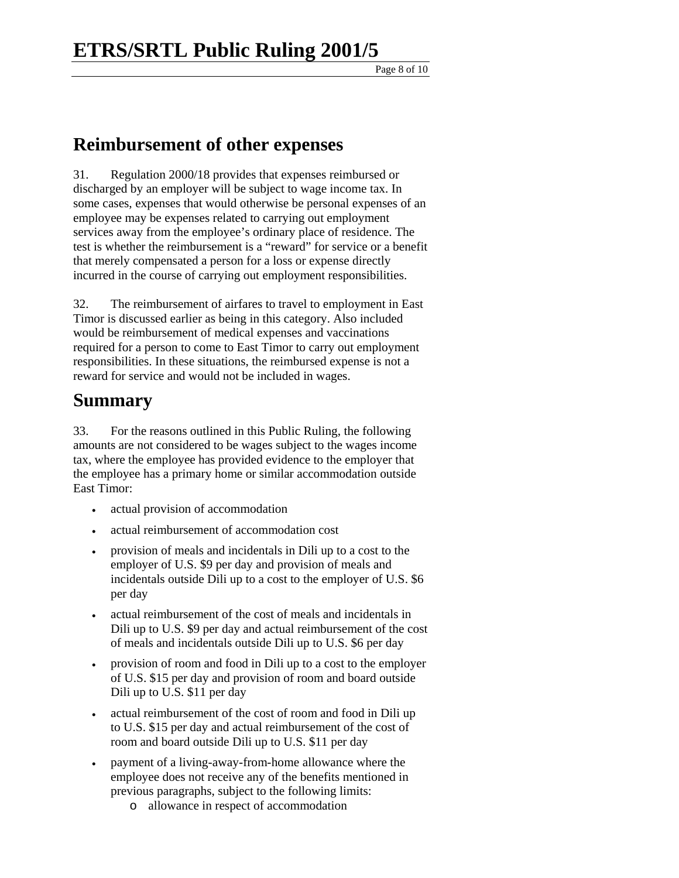## Reimbursement of other expenses

31. Regulation 2000/18 provides that expenses reimbursed or discharged by an employer will be subject to wage income tax. In some cases, expenses that would otherwise be personal expenses of an employee may be expenses related to carrying out employment services away from the employee's ordinary place of residence. The test is whether the reimbursement is a "reward" for service or a benefit that merely compensated a person for a loss or expense directly incurred in the course of carrying out employment responsibilities.

32. The reimbursement of airfares to travel to employment in East Timor is discussed earlier as being in this category. Also included would be reimbursement of medical expenses and vaccinations required for a person to come to East Timor to carry out employment responsibilities. In these situations, the reimbursed expense is not a reward for service and would not be included in wages.

## Summary

33. For the reasons outlined in this Public Ruling, the following amounts are not considered to be wages subject to the wages income tax, where the employee has provided evidence to the employer that the employee has a primary home or similar accommodation outside East Timor:

- actual provision of accommodation
- actual reimbursement of accommodation cost
- provision of meals and incidentals in Dili up to a cost to the employer of U.S. $9 per day and provision of meals and incidentals outside Dili up to a cost to the employer of U.S. $6 per day
- actual reimbursement of the cost of meals and incidentals in Dili up to U.S. $9 per day and actual reimbursement of the cost of meals and incidentals outside Dili up to U.S. $6 per day
- provision of room and food in Dili up to a cost to the employer of U.S. $15 per day and provision of room and board outside Dili up to U.S. $11 per day
- actual reimbursement of the cost of room and food in Dili up to U.S. $15 per day and actual reimbursement of the cost of room and board outside Dili up to U.S. $11 per day
- payment of a living-away-from-home allowance where the employee does not receive any of the benefits mentioned in previous paragraphs, subject to the following limits:
    - allowance in respect of accommodation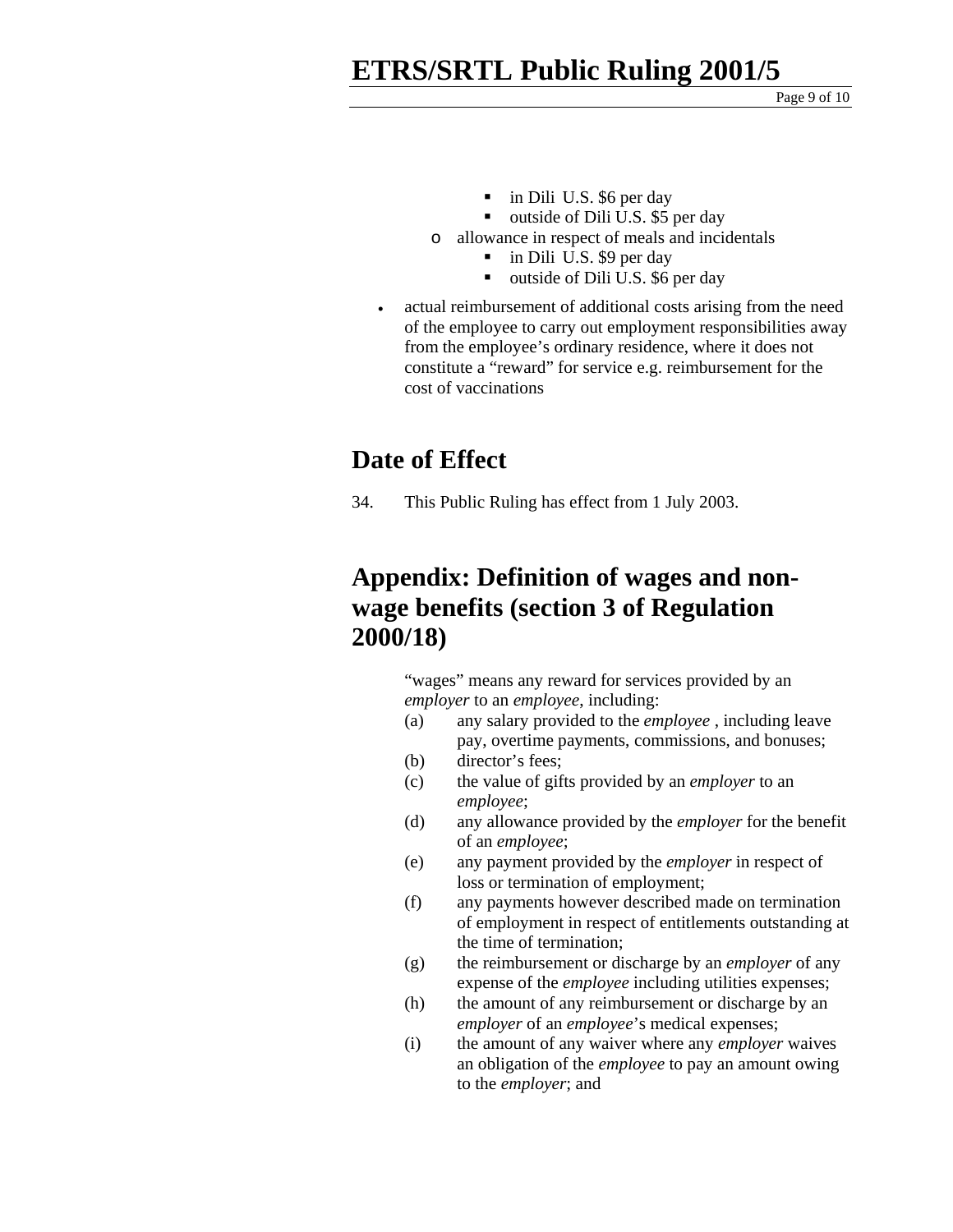- in Dili U.S. $6 per day
    - outside of Dili U.S. $5 per day
  - allowance in respect of meals and incidentals
    - in Dili U.S. $9 per day
    - outside of Dili U.S. $6 per day

- actual reimbursement of additional costs arising from the need of the employee to carry out employment responsibilities away from the employee's ordinary residence, where it does not constitute a "reward" for service e.g. reimbursement for the cost of vaccinations

## Date of Effect

34. This Public Ruling has effect from 1 July 2003.

## Appendix: Definition of wages and non-wage benefits (section 3 of Regulation 2000/18)

"wages" means any reward for services provided by an *employer* to an *employee*, including:

(a) any salary provided to the *employee* , including leave pay, overtime payments, commissions, and bonuses;

(b) director's fees;

(c) the value of gifts provided by an *employer* to an *employee*;

(d) any allowance provided by the *employer* for the benefit of an *employee*;

(e) any payment provided by the *employer* in respect of loss or termination of employment;

(f) any payments however described made on termination of employment in respect of entitlements outstanding at the time of termination;

(g) the reimbursement or discharge by an *employer* of any expense of the *employee* including utilities expenses;

(h) the amount of any reimbursement or discharge by an *employer* of an *employee*'s medical expenses;

(i) the amount of any waiver where any *employer* waives an obligation of the *employee* to pay an amount owing to the *employer*; and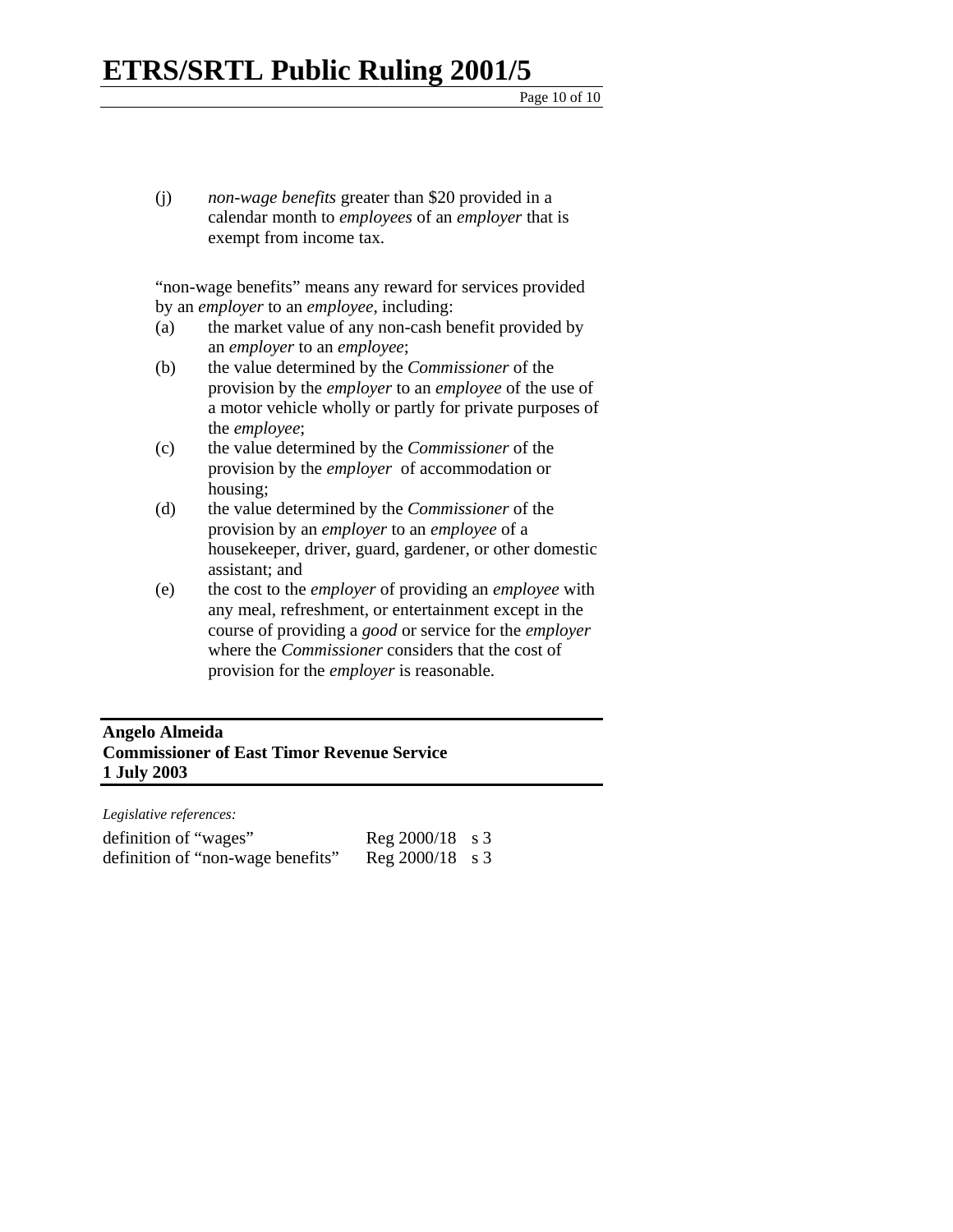(j) *non-wage benefits* greater than $20 provided in a calendar month to *employees* of an *employer* that is exempt from income tax.

"non-wage benefits" means any reward for services provided by an *employer* to an *employee*, including:

(a) the market value of any non-cash benefit provided by an *employer* to an *employee*;
(b) the value determined by the *Commissioner* of the provision by the *employer* to an *employee* of the use of a motor vehicle wholly or partly for private purposes of the *employee*;
(c) the value determined by the *Commissioner* of the provision by the *employer* of accommodation or housing;
(d) the value determined by the *Commissioner* of the provision by an *employer* to an *employee* of a housekeeper, driver, guard, gardener, or other domestic assistant; and
(e) the cost to the *employer* of providing an *employee* with any meal, refreshment, or entertainment except in the course of providing a *good* or service for the *employer* where the *Commissioner* considers that the cost of provision for the *employer* is reasonable.

---

**Angelo Almeida**
**Commissioner of East Timor Revenue Service**
**1 July 2003**

---

*Legislative references:*

| | | |
|---|---|---|
| definition of "wages" | Reg 2000/18 | s 3 |
| definition of "non-wage benefits" | Reg 2000/18 | s 3 |